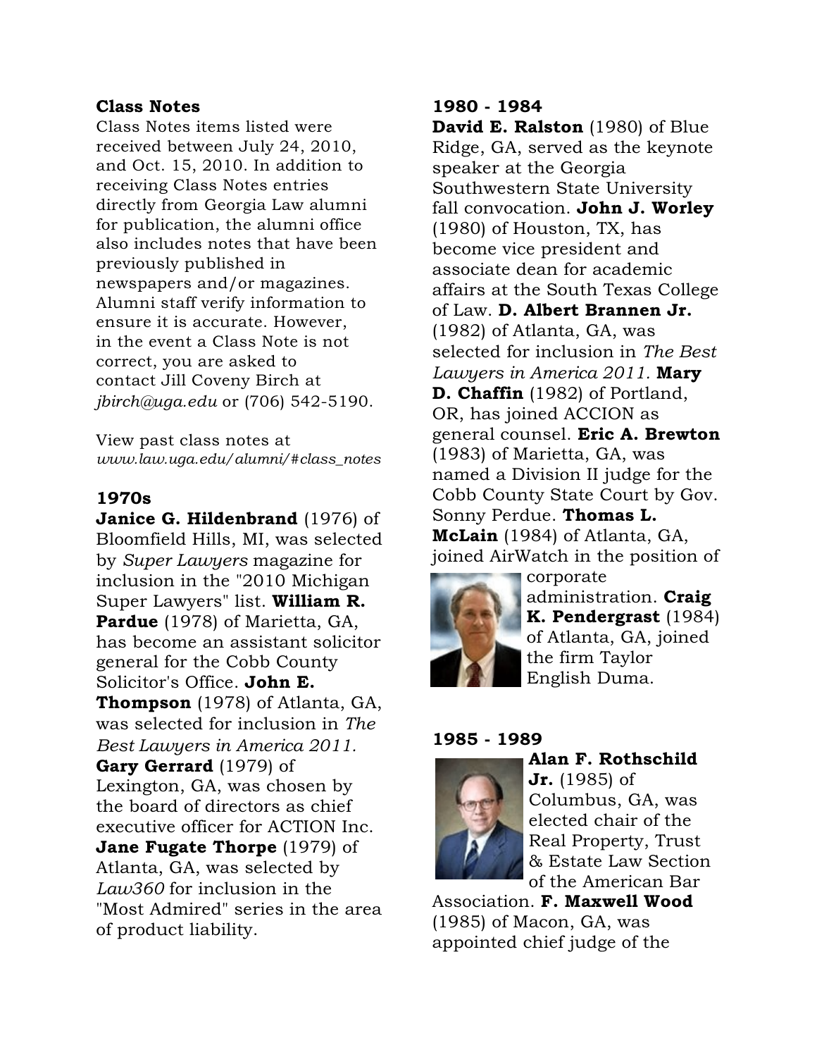## Class Notes

Class Notes items listed were received between July 24, 2010, and Oct. 15, 2010. In addition to receiving Class Notes entries directly from Georgia Law alumni for publication, the alumni office also includes notes that have been previously published in newspapers and/or magazines. Alumni staff verify information to ensure it is accurate. However, in the event a Class Note is not correct, you are asked to contact Jill Coveny Birch at *jbirch@uga.edu* or (706) 542-5190.

View past class notes at *www.law.uga.edu/alumni/#class_notes*

### 1970s

**Janice G. Hildenbrand** (1976) of Bloomfield Hills, MI, was selected by *Super Lawyers* magazine for inclusion in the "2010 Michigan Super Lawyers" list. **William R. Pardue** (1978) of Marietta, GA, has become an assistant solicitor general for the Cobb County Solicitor's Office. **John E. Thompson** (1978) of Atlanta, GA, was selected for inclusion in *The Best Lawyers in America 2011.* **Gary Gerrard** (1979) of Lexington, GA, was chosen by the board of directors as chief executive officer for ACTION Inc. **Jane Fugate Thorpe** (1979) of Atlanta, GA, was selected by *Law360* for inclusion in the "Most Admired" series in the area of product liability.

### 1980 - 1984

**David E. Ralston** (1980) of Blue Ridge, GA, served as the keynote speaker at the Georgia Southwestern State University fall convocation. **John J. Worley** (1980) of Houston, TX, has become vice president and associate dean for academic affairs at the South Texas College of Law. **D. Albert Brannen Jr.** (1982) of Atlanta, GA, was selected for inclusion in *The Best Lawyers in America 2011.* **Mary D. Chaffin** (1982) of Portland, OR, has joined ACCION as general counsel. **Eric A. Brewton** (1983) of Marietta, GA, was named a Division II judge for the Cobb County State Court by Gov. Sonny Perdue. **Thomas L. McLain** (1984) of Atlanta, GA, joined AirWatch in the position of corporate administration. **Craig K. Pendergrast** (1984) of Atlanta, GA, joined the firm Taylor English Duma.

### 1985 - 1989

**Alan F. Rothschild Jr.** (1985) of Columbus, GA, was elected chair of the Real Property, Trust & Estate Law Section of the American Bar Association. **F. Maxwell Wood** (1985) of Macon, GA, was appointed chief judge of the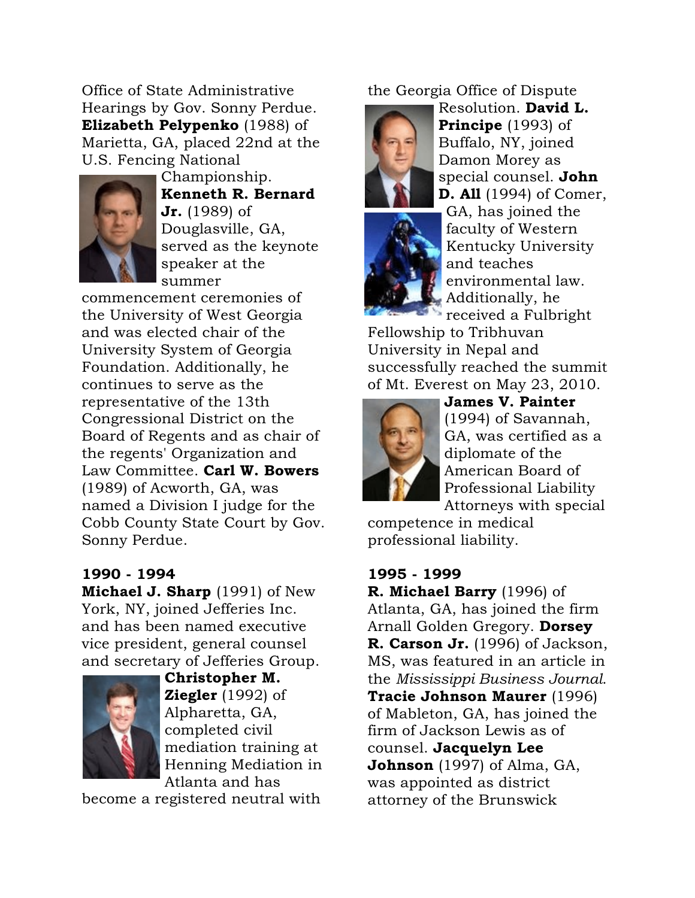Office of State Administrative Hearings by Gov. Sonny Perdue. **Elizabeth Pelypenko** (1988) of Marietta, GA, placed 22nd at the U.S. Fencing National Championship. **Kenneth R. Bernard Jr.** (1989) of Douglasville, GA, served as the keynote speaker at the summer commencement ceremonies of the University of West Georgia and was elected chair of the University System of Georgia Foundation. Additionally, he continues to serve as the representative of the 13th Congressional District on the Board of Regents and as chair of the regents' Organization and Law Committee. **Carl W. Bowers** (1989) of Acworth, GA, was named a Division I judge for the Cobb County State Court by Gov. Sonny Perdue.

**1990 - 1994**

**Michael J. Sharp** (1991) of New York, NY, joined Jefferies Inc. and has been named executive vice president, general counsel and secretary of Jefferies Group. **Christopher M. Ziegler** (1992) of Alpharetta, GA, completed civil mediation training at Henning Mediation in Atlanta and has become a registered neutral with the Georgia Office of Dispute Resolution. **David L. Principe** (1993) of Buffalo, NY, joined Damon Morey as special counsel. **John D. All** (1994) of Comer, GA, has joined the faculty of Western Kentucky University and teaches environmental law. Additionally, he received a Fulbright Fellowship to Tribhuvan University in Nepal and successfully reached the summit of Mt. Everest on May 23, 2010. **James V. Painter** (1994) of Savannah, GA, was certified as a diplomate of the American Board of Professional Liability Attorneys with special competence in medical professional liability.

**1995 - 1999**

**R. Michael Barry** (1996) of Atlanta, GA, has joined the firm Arnall Golden Gregory. **Dorsey R. Carson Jr.** (1996) of Jackson, MS, was featured in an article in the *Mississippi Business Journal*. **Tracie Johnson Maurer** (1996) of Mableton, GA, has joined the firm of Jackson Lewis as of counsel. **Jacquelyn Lee Johnson** (1997) of Alma, GA, was appointed as district attorney of the Brunswick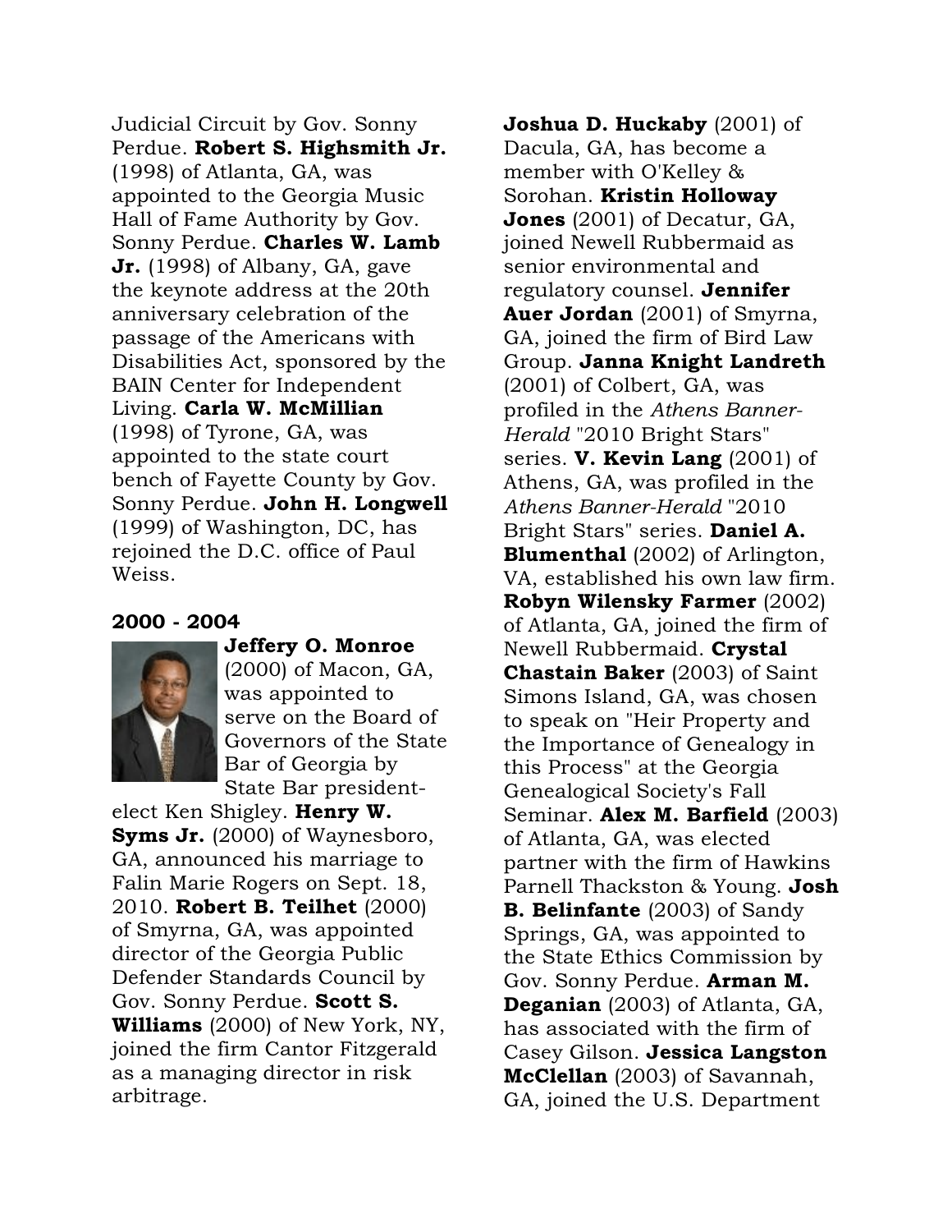Judicial Circuit by Gov. Sonny Perdue. **Robert S. Highsmith Jr.** (1998) of Atlanta, GA, was appointed to the Georgia Music Hall of Fame Authority by Gov. Sonny Perdue. **Charles W. Lamb Jr.** (1998) of Albany, GA, gave the keynote address at the 20th anniversary celebration of the passage of the Americans with Disabilities Act, sponsored by the BAIN Center for Independent Living. **Carla W. McMillian** (1998) of Tyrone, GA, was appointed to the state court bench of Fayette County by Gov. Sonny Perdue. **John H. Longwell** (1999) of Washington, DC, has rejoined the D.C. office of Paul Weiss.

### 2000 - 2004

**Jeffery O. Monroe** (2000) of Macon, GA, was appointed to serve on the Board of Governors of the State Bar of Georgia by State Bar president-elect Ken Shigley. **Henry W. Syms Jr.** (2000) of Waynesboro, GA, announced his marriage to Falin Marie Rogers on Sept. 18, 2010. **Robert B. Teilhet** (2000) of Smyrna, GA, was appointed director of the Georgia Public Defender Standards Council by Gov. Sonny Perdue. **Scott S. Williams** (2000) of New York, NY, joined the firm Cantor Fitzgerald as a managing director in risk arbitrage.

**Joshua D. Huckaby** (2001) of Dacula, GA, has become a member with O'Kelley & Sorohan. **Kristin Holloway Jones** (2001) of Decatur, GA, joined Newell Rubbermaid as senior environmental and regulatory counsel. **Jennifer Auer Jordan** (2001) of Smyrna, GA, joined the firm of Bird Law Group. **Janna Knight Landreth** (2001) of Colbert, GA, was profiled in the *Athens Banner-Herald* "2010 Bright Stars" series. **V. Kevin Lang** (2001) of Athens, GA, was profiled in the *Athens Banner-Herald* "2010 Bright Stars" series. **Daniel A. Blumenthal** (2002) of Arlington, VA, established his own law firm. **Robyn Wilensky Farmer** (2002) of Atlanta, GA, joined the firm of Newell Rubbermaid. **Crystal Chastain Baker** (2003) of Saint Simons Island, GA, was chosen to speak on "Heir Property and the Importance of Genealogy in this Process" at the Georgia Genealogical Society's Fall Seminar. **Alex M. Barfield** (2003) of Atlanta, GA, was elected partner with the firm of Hawkins Parnell Thackston & Young. **Josh B. Belinfante** (2003) of Sandy Springs, GA, was appointed to the State Ethics Commission by Gov. Sonny Perdue. **Arman M. Deganian** (2003) of Atlanta, GA, has associated with the firm of Casey Gilson. **Jessica Langston McClellan** (2003) of Savannah, GA, joined the U.S. Department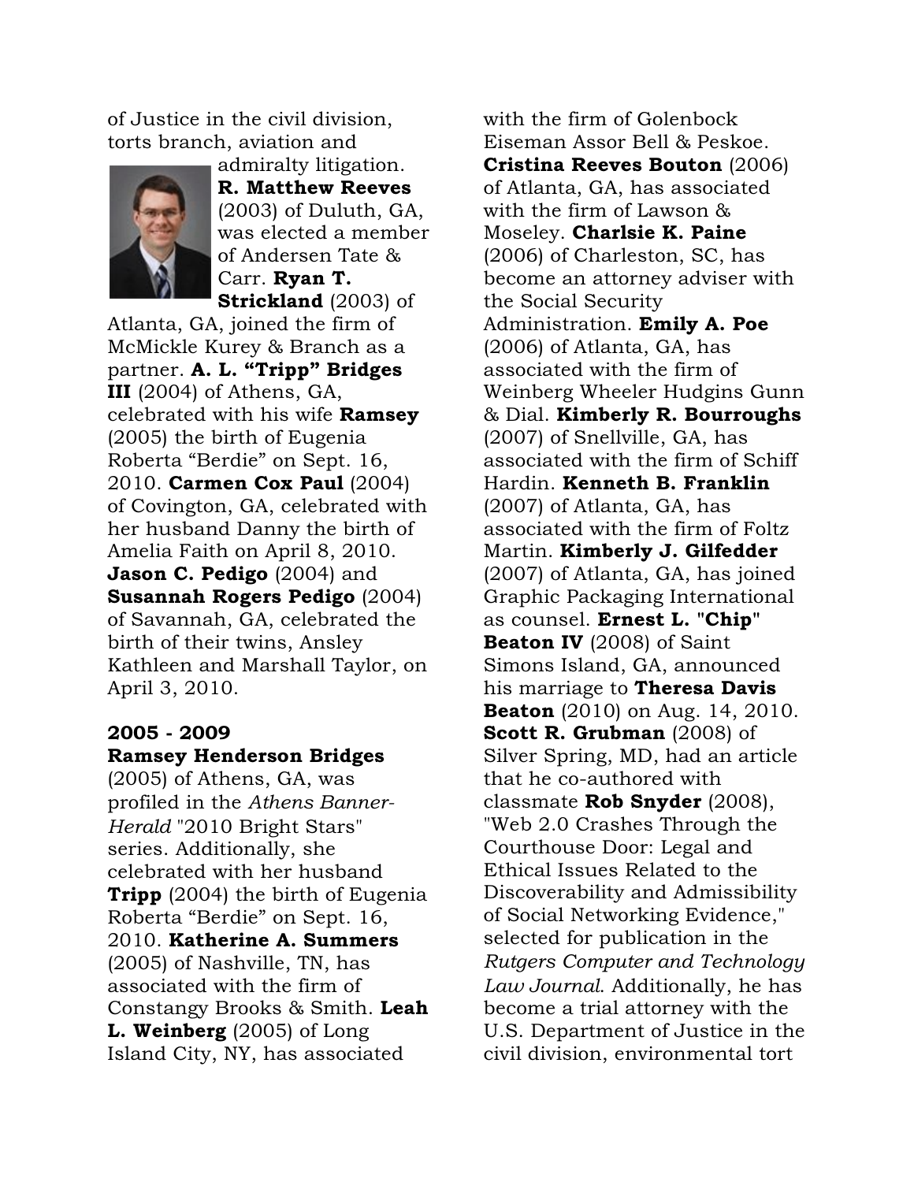of Justice in the civil division, torts branch, aviation and admiralty litigation. **R. Matthew Reeves** (2003) of Duluth, GA, was elected a member of Andersen Tate & Carr. **Ryan T. Strickland** (2003) of Atlanta, GA, joined the firm of McMickle Kurey & Branch as a partner. **A. L. "Tripp" Bridges III** (2004) of Athens, GA, celebrated with his wife **Ramsey** (2005) the birth of Eugenia Roberta "Berdie" on Sept. 16, 2010. **Carmen Cox Paul** (2004) of Covington, GA, celebrated with her husband Danny the birth of Amelia Faith on April 8, 2010. **Jason C. Pedigo** (2004) and **Susannah Rogers Pedigo** (2004) of Savannah, GA, celebrated the birth of their twins, Ansley Kathleen and Marshall Taylor, on April 3, 2010.

**2005 - 2009**

**Ramsey Henderson Bridges** (2005) of Athens, GA, was profiled in the *Athens Banner-Herald* "2010 Bright Stars" series. Additionally, she celebrated with her husband **Tripp** (2004) the birth of Eugenia Roberta "Berdie" on Sept. 16, 2010. **Katherine A. Summers** (2005) of Nashville, TN, has associated with the firm of Constangy Brooks & Smith. **Leah L. Weinberg** (2005) of Long Island City, NY, has associated with the firm of Golenbock Eiseman Assor Bell & Peskoe. **Cristina Reeves Bouton** (2006) of Atlanta, GA, has associated with the firm of Lawson & Moseley. **Charlsie K. Paine** (2006) of Charleston, SC, has become an attorney adviser with the Social Security Administration. **Emily A. Poe** (2006) of Atlanta, GA, has associated with the firm of Weinberg Wheeler Hudgins Gunn & Dial. **Kimberly R. Bourroughs** (2007) of Snellville, GA, has associated with the firm of Schiff Hardin. **Kenneth B. Franklin** (2007) of Atlanta, GA, has associated with the firm of Foltz Martin. **Kimberly J. Gilfedder** (2007) of Atlanta, GA, has joined Graphic Packaging International as counsel. **Ernest L. "Chip" Beaton IV** (2008) of Saint Simons Island, GA, announced his marriage to **Theresa Davis Beaton** (2010) on Aug. 14, 2010. **Scott R. Grubman** (2008) of Silver Spring, MD, had an article that he co-authored with classmate **Rob Snyder** (2008), "Web 2.0 Crashes Through the Courthouse Door: Legal and Ethical Issues Related to the Discoverability and Admissibility of Social Networking Evidence," selected for publication in the *Rutgers Computer and Technology Law Journal*. Additionally, he has become a trial attorney with the U.S. Department of Justice in the civil division, environmental tort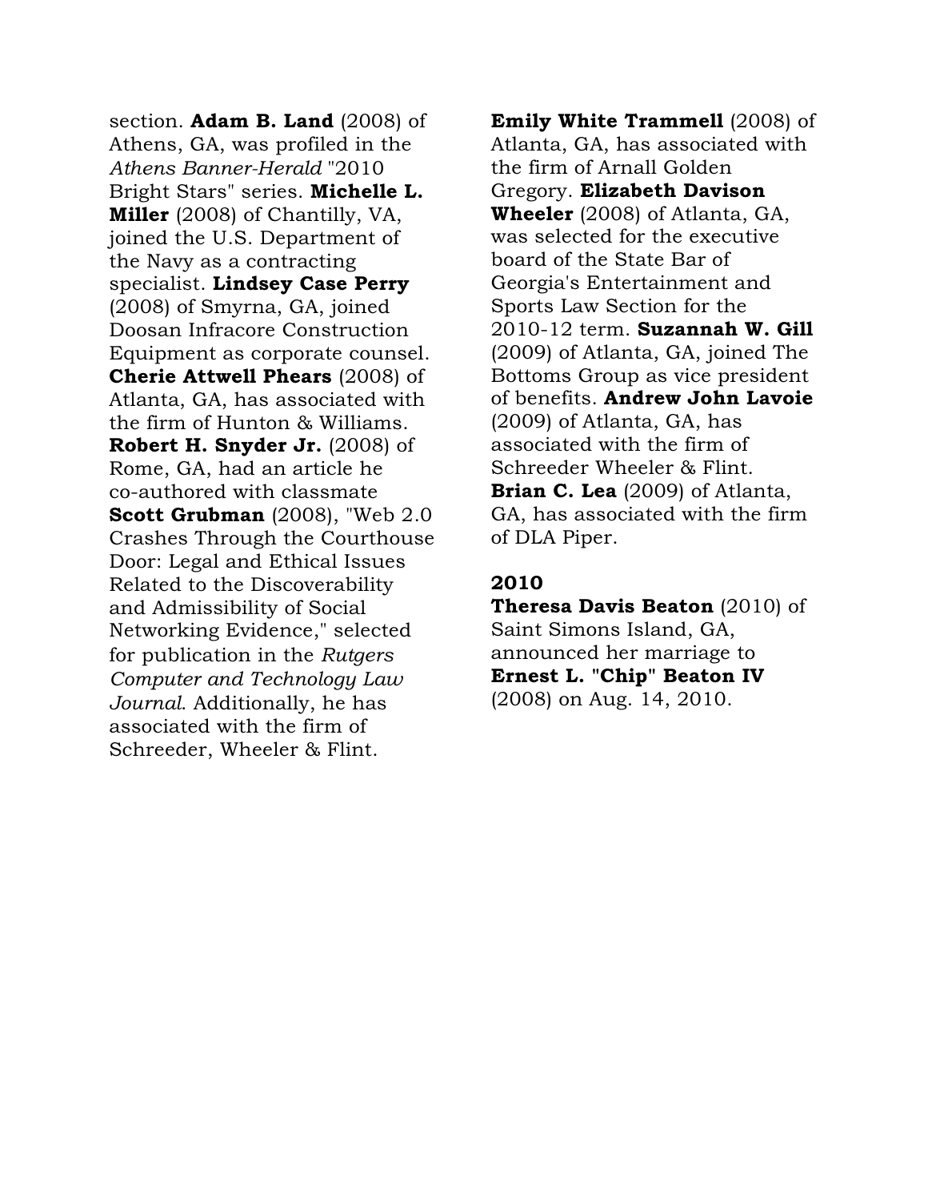section. **Adam B. Land** (2008) of Athens, GA, was profiled in the *Athens Banner-Herald* "2010 Bright Stars" series. **Michelle L. Miller** (2008) of Chantilly, VA, joined the U.S. Department of the Navy as a contracting specialist. **Lindsey Case Perry** (2008) of Smyrna, GA, joined Doosan Infracore Construction Equipment as corporate counsel. **Cherie Attwell Phears** (2008) of Atlanta, GA, has associated with the firm of Hunton & Williams. **Robert H. Snyder Jr.** (2008) of Rome, GA, had an article he co-authored with classmate **Scott Grubman** (2008), "Web 2.0 Crashes Through the Courthouse Door: Legal and Ethical Issues Related to the Discoverability and Admissibility of Social Networking Evidence," selected for publication in the *Rutgers Computer and Technology Law Journal*. Additionally, he has associated with the firm of Schreeder, Wheeler & Flint. **Emily White Trammell** (2008) of Atlanta, GA, has associated with the firm of Arnall Golden Gregory. **Elizabeth Davison Wheeler** (2008) of Atlanta, GA, was selected for the executive board of the State Bar of Georgia's Entertainment and Sports Law Section for the 2010-12 term. **Suzannah W. Gill** (2009) of Atlanta, GA, joined The Bottoms Group as vice president of benefits. **Andrew John Lavoie** (2009) of Atlanta, GA, has associated with the firm of Schreeder Wheeler & Flint. **Brian C. Lea** (2009) of Atlanta, GA, has associated with the firm of DLA Piper.

**2010**

**Theresa Davis Beaton** (2010) of Saint Simons Island, GA, announced her marriage to **Ernest L. "Chip" Beaton IV** (2008) on Aug. 14, 2010.